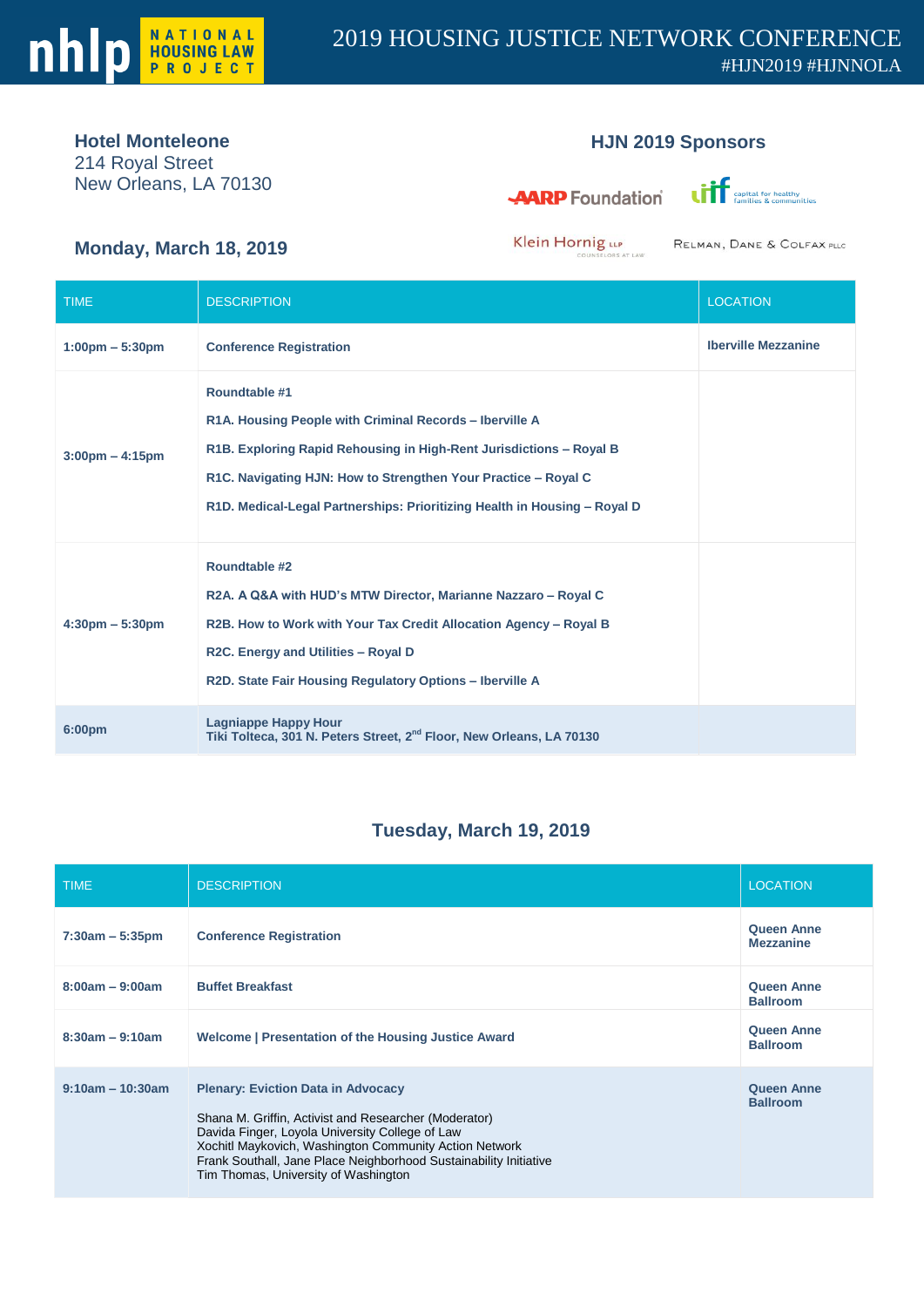# 2019 HOUSING JUSTICE NETWORK CONFERENCE

#HJN2019 #HJNNOLA

**Hotel Monteleone**
214 Royal Street
New Orleans, LA 70130

## HJN 2019 Sponsors

AARP Foundation
capital for healthy families & communities
Klein Hornig LLP
Relman, Dane & Colfax PLLC

## Monday, March 18, 2019

| TIME | DESCRIPTION | LOCATION |
|---|---|---|
| **1:00pm – 5:30pm** | **Conference Registration** | **Iberville Mezzanine** |
| **3:00pm – 4:15pm** | **Roundtable #1**<br>**R1A. Housing People with Criminal Records – Iberville A**<br>**R1B. Exploring Rapid Rehousing in High-Rent Jurisdictions – Royal B**<br>**R1C. Navigating HJN: How to Strengthen Your Practice – Royal C**<br>**R1D. Medical-Legal Partnerships: Prioritizing Health in Housing – Royal D** | |
| **4:30pm – 5:30pm** | **Roundtable #2**<br>**R2A. A Q&A with HUD's MTW Director, Marianne Nazzaro – Royal C**<br>**R2B. How to Work with Your Tax Credit Allocation Agency – Royal B**<br>**R2C. Energy and Utilities – Royal D**<br>**R2D. State Fair Housing Regulatory Options – Iberville A** | |
| **6:00pm** | **Lagniappe Happy Hour**<br>**Tiki Tolteca, 301 N. Peters Street, 2nd Floor, New Orleans, LA 70130** | |

## Tuesday, March 19, 2019

| TIME | DESCRIPTION | LOCATION |
|---|---|---|
| **7:30am – 5:35pm** | **Conference Registration** | **Queen Anne Mezzanine** |
| **8:00am – 9:00am** | **Buffet Breakfast** | **Queen Anne Ballroom** |
| **8:30am – 9:10am** | **Welcome \| Presentation of the Housing Justice Award** | **Queen Anne Ballroom** |
| **9:10am – 10:30am** | **Plenary: Eviction Data in Advocacy**<br>Shana M. Griffin, Activist and Researcher (Moderator)<br>Davida Finger, Loyola University College of Law<br>Xochitl Maykovich, Washington Community Action Network<br>Frank Southall, Jane Place Neighborhood Sustainability Initiative<br>Tim Thomas, University of Washington | **Queen Anne Ballroom** |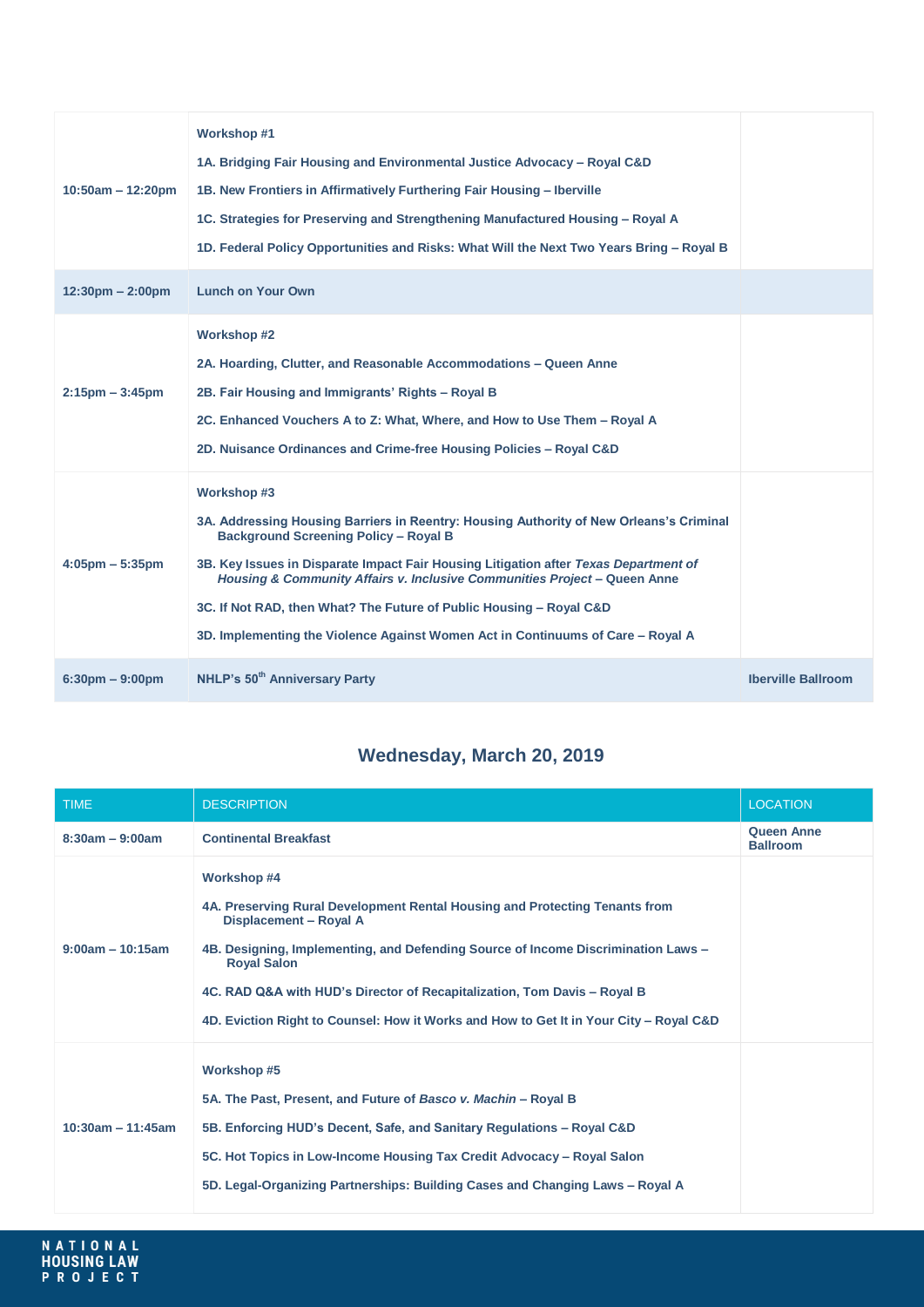| | | |
|---|---|---|
| 10:50am – 12:20pm | **Workshop #1**<br>1A. Bridging Fair Housing and Environmental Justice Advocacy – Royal C&D<br>1B. New Frontiers in Affirmatively Furthering Fair Housing – Iberville<br>1C. Strategies for Preserving and Strengthening Manufactured Housing – Royal A<br>1D. Federal Policy Opportunities and Risks: What Will the Next Two Years Bring – Royal B | |
| 12:30pm – 2:00pm | Lunch on Your Own | |
| 2:15pm – 3:45pm | **Workshop #2**<br>2A. Hoarding, Clutter, and Reasonable Accommodations – Queen Anne<br>2B. Fair Housing and Immigrants' Rights – Royal B<br>2C. Enhanced Vouchers A to Z: What, Where, and How to Use Them – Royal A<br>2D. Nuisance Ordinances and Crime-free Housing Policies – Royal C&D | |
| 4:05pm – 5:35pm | **Workshop #3**<br>3A. Addressing Housing Barriers in Reentry: Housing Authority of New Orleans's Criminal Background Screening Policy – Royal B<br>3B. Key Issues in Disparate Impact Fair Housing Litigation after *Texas Department of Housing & Community Affairs v. Inclusive Communities Project* – Queen Anne<br>3C. If Not RAD, then What? The Future of Public Housing – Royal C&D<br>3D. Implementing the Violence Against Women Act in Continuums of Care – Royal A | |
| 6:30pm – 9:00pm | NHLP's 50th Anniversary Party | Iberville Ballroom |

## Wednesday, March 20, 2019

| TIME | DESCRIPTION | LOCATION |
|---|---|---|
| 8:30am – 9:00am | Continental Breakfast | Queen Anne Ballroom |
| 9:00am – 10:15am | **Workshop #4**<br>4A. Preserving Rural Development Rental Housing and Protecting Tenants from Displacement – Royal A<br>4B. Designing, Implementing, and Defending Source of Income Discrimination Laws – Royal Salon<br>4C. RAD Q&A with HUD's Director of Recapitalization, Tom Davis – Royal B<br>4D. Eviction Right to Counsel: How it Works and How to Get It in Your City – Royal C&D | |
| 10:30am – 11:45am | **Workshop #5**<br>5A. The Past, Present, and Future of *Basco v. Machin* – Royal B<br>5B. Enforcing HUD's Decent, Safe, and Sanitary Regulations – Royal C&D<br>5C. Hot Topics in Low-Income Housing Tax Credit Advocacy – Royal Salon<br>5D. Legal-Organizing Partnerships: Building Cases and Changing Laws – Royal A | |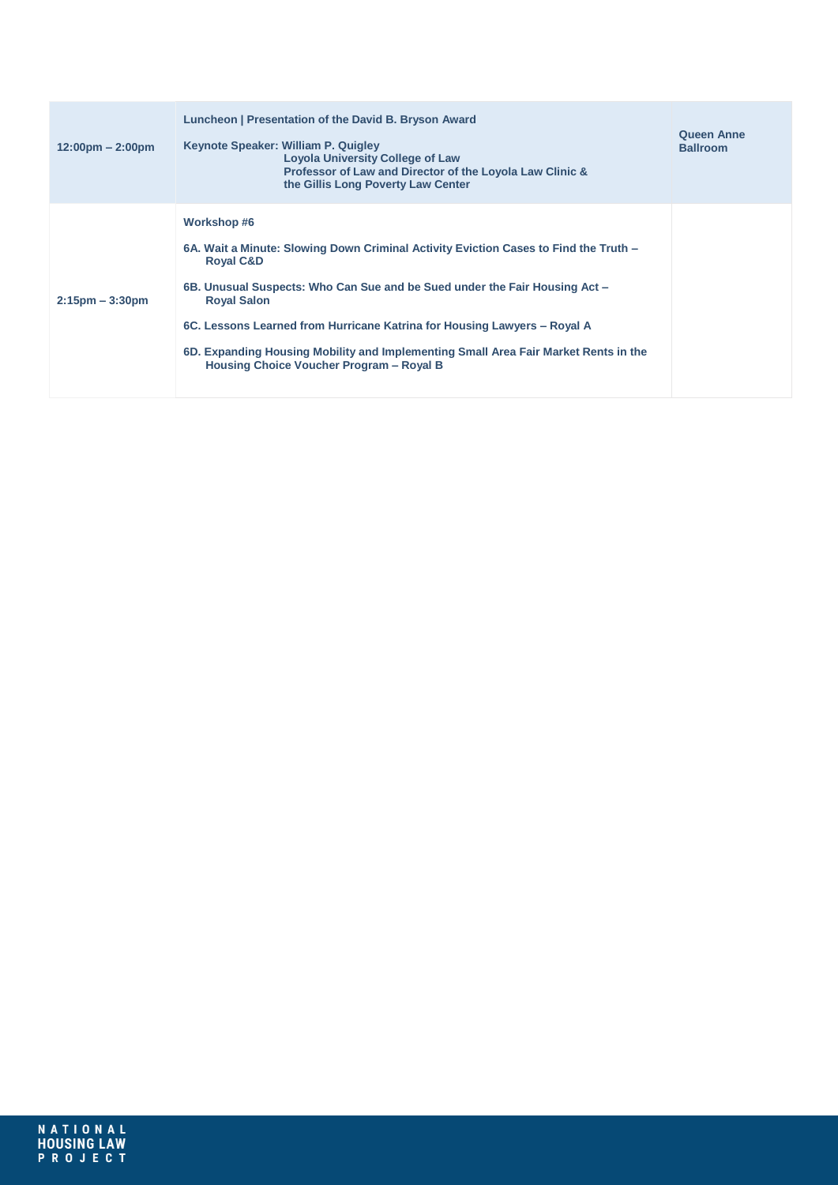| | | |
|---|---|---|
| 12:00pm – 2:00pm | **Luncheon \| Presentation of the David B. Bryson Award**<br><br>**Keynote Speaker: William P. Quigley**<br>Loyola University College of Law<br>Professor of Law and Director of the Loyola Law Clinic & the Gillis Long Poverty Law Center | Queen Anne Ballroom |
| 2:15pm – 3:30pm | **Workshop #6**<br><br>6A. Wait a Minute: Slowing Down Criminal Activity Eviction Cases to Find the Truth – Royal C&D<br><br>6B. Unusual Suspects: Who Can Sue and be Sued under the Fair Housing Act – Royal Salon<br><br>6C. Lessons Learned from Hurricane Katrina for Housing Lawyers – Royal A<br><br>6D. Expanding Housing Mobility and Implementing Small Area Fair Market Rents in the Housing Choice Voucher Program – Royal B | |